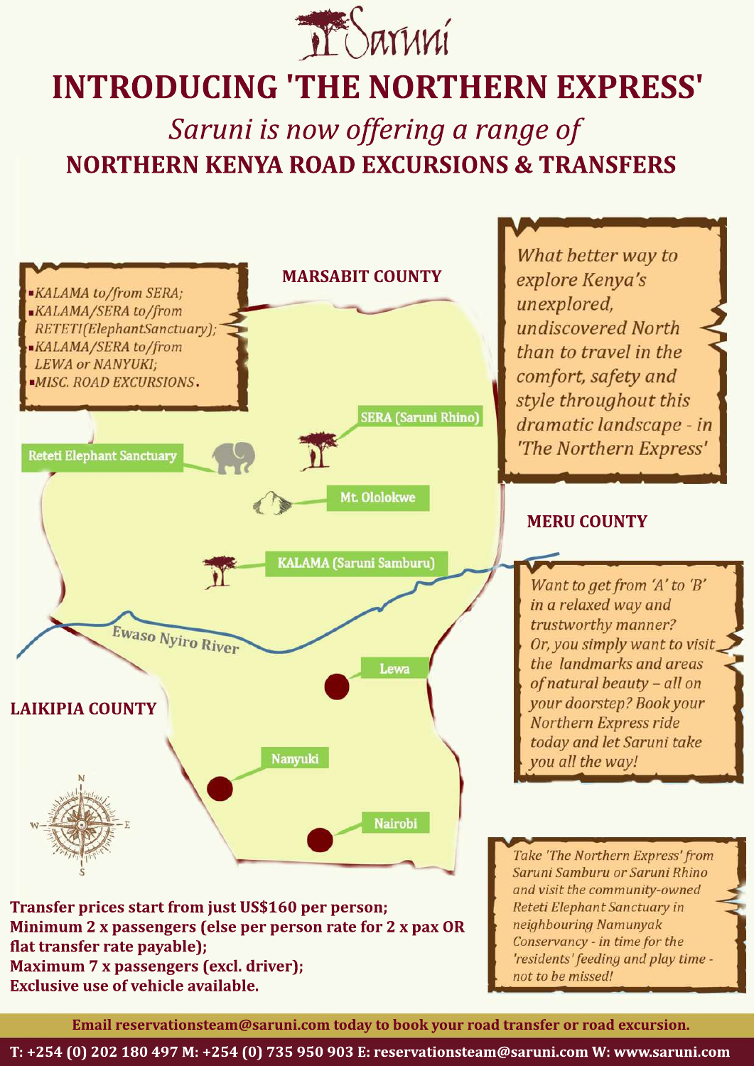Saruni

# INTRODUCING 'THE NORTHERN EXPRESS'

*Saruni is now offering a range of*

## NORTHERN KENYA ROAD EXCURSIONS & TRANSFERS

- *KALAMA to/from SERA;*
- *KALAMA/SERA to/from RETETI(ElephantSanctuary);*
- *KALAMA/SERA to/from LEWA or NANYUKI;*
- *MISC. ROAD EXCURSIONS.*

MARSABIT COUNTY

SERA (Saruni Rhino)

Reteti Elephant Sanctuary

Mt. Ololokwe

KALAMA (Saruni Samburu)

Ewaso Nyiro River

MERU COUNTY

LAIKIPIA COUNTY

Lewa

Nanyuki

Nairobi

*What better way to explore Kenya's unexplored, undiscovered North than to travel in the comfort, safety and style throughout this dramatic landscape - in 'The Northern Express'*

*Want to get from 'A' to 'B' in a relaxed way and trustworthy manner? Or, you simply want to visit the landmarks and areas of natural beauty – all on your doorstep? Book your Northern Express ride today and let Saruni take you all the way!*

*Take 'The Northern Express' from Saruni Samburu or Saruni Rhino and visit the community-owned Reteti Elephant Sanctuary in neighbouring Namunyak Conservancy - in time for the 'residents' feeding and play time - not to be missed!*

**Transfer prices start from just US$160 per person;**
**Minimum 2 x passengers (else per person rate for 2 x pax OR flat transfer rate payable);**
**Maximum 7 x passengers (excl. driver);**
**Exclusive use of vehicle available.**

**Email reservationsteam@saruni.com today to book your road transfer or road excursion.**

**T: +254 (0) 202 180 497 M: +254 (0) 735 950 903 E: reservationsteam@saruni.com W: www.saruni.com**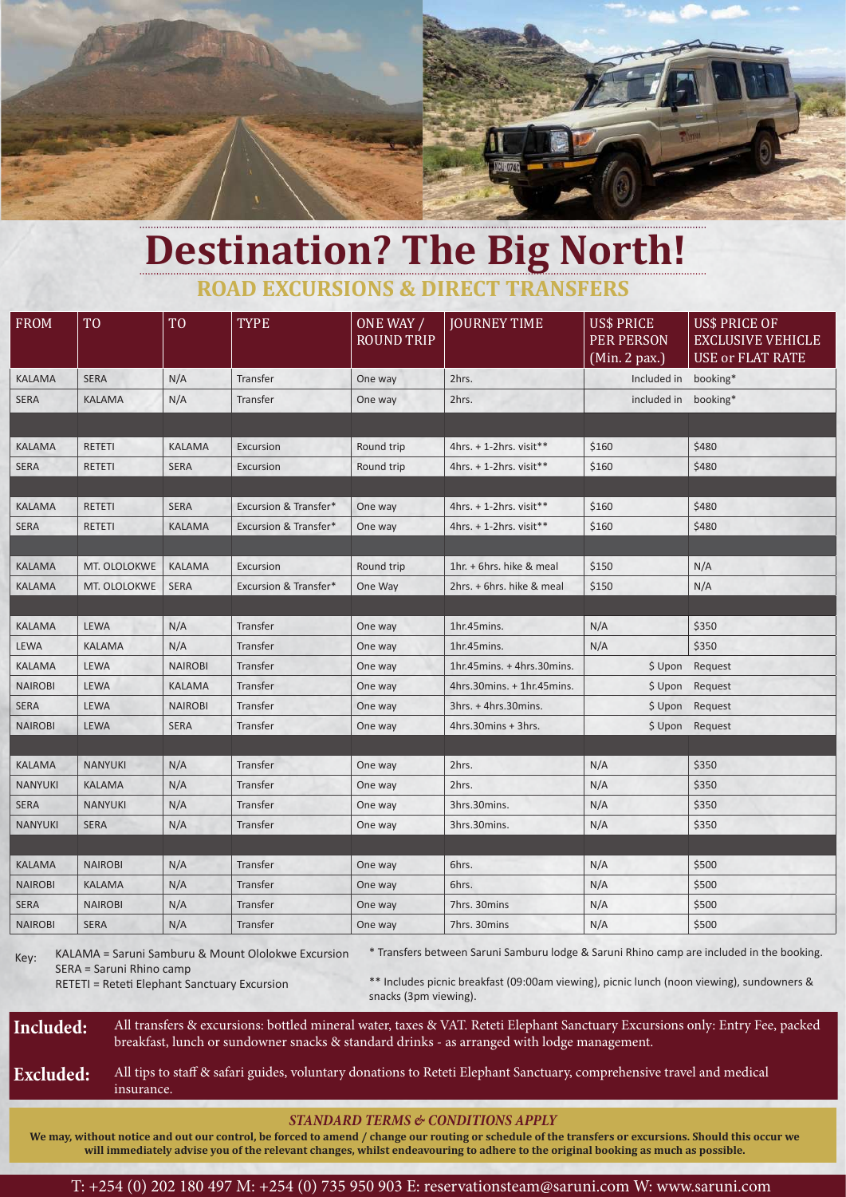# Destination? The Big North!

## ROAD EXCURSIONS & DIRECT TRANSFERS

| FROM | TO | TO | TYPE | ONE WAY / ROUND TRIP | JOURNEY TIME | US$ PRICE PER PERSON (Min. 2 pax.) | US$ PRICE OF EXCLUSIVE VEHICLE USE or FLAT RATE |
|---|---|---|---|---|---|---|---|
| KALAMA | SERA | N/A | Transfer | One way | 2hrs. | Included in | booking* |
| SERA | KALAMA | N/A | Transfer | One way | 2hrs. | included in | booking* |
| | | | | | | | |
| KALAMA | RETETI | KALAMA | Excursion | Round trip | 4hrs. + 1-2hrs. visit** | $160 | $480 |
| SERA | RETETI | SERA | Excursion | Round trip | 4hrs. + 1-2hrs. visit** | $160 | $480 |
| | | | | | | | |
| KALAMA | RETETI | SERA | Excursion & Transfer* | One way | 4hrs. + 1-2hrs. visit** | $160 | $480 |
| SERA | RETETI | KALAMA | Excursion & Transfer* | One way | 4hrs. + 1-2hrs. visit** | $160 | $480 |
| | | | | | | | |
| KALAMA | MT. OLOLOKWE | KALAMA | Excursion | Round trip | 1hr. + 6hrs. hike & meal | $150 | N/A |
| KALAMA | MT. OLOLOKWE | SERA | Excursion & Transfer* | One Way | 2hrs. + 6hrs. hike & meal | $150 | N/A |
| | | | | | | | |
| KALAMA | LEWA | N/A | Transfer | One way | 1hr.45mins. | N/A | $350 |
| LEWA | KALAMA | N/A | Transfer | One way | 1hr.45mins. | N/A | $350 |
| KALAMA | LEWA | NAIROBI | Transfer | One way | 1hr.45mins. + 4hrs.30mins. | $ Upon | Request |
| NAIROBI | LEWA | KALAMA | Transfer | One way | 4hrs.30mins. + 1hr.45mins. | $ Upon | Request |
| SERA | LEWA | NAIROBI | Transfer | One way | 3hrs. + 4hrs.30mins. | $ Upon | Request |
| NAIROBI | LEWA | SERA | Transfer | One way | 4hrs.30mins + 3hrs. | $ Upon | Request |
| | | | | | | | |
| KALAMA | NANYUKI | N/A | Transfer | One way | 2hrs. | N/A | $350 |
| NANYUKI | KALAMA | N/A | Transfer | One way | 2hrs. | N/A | $350 |
| SERA | NANYUKI | N/A | Transfer | One way | 3hrs.30mins. | N/A | $350 |
| NANYUKI | SERA | N/A | Transfer | One way | 3hrs.30mins. | N/A | $350 |
| | | | | | | | |
| KALAMA | NAIROBI | N/A | Transfer | One way | 6hrs. | N/A | $500 |
| NAIROBI | KALAMA | N/A | Transfer | One way | 6hrs. | N/A | $500 |
| SERA | NAIROBI | N/A | Transfer | One way | 7hrs. 30mins | N/A | $500 |
| NAIROBI | SERA | N/A | Transfer | One way | 7hrs. 30mins | N/A | $500 |

Key:
KALAMA = Saruni Samburu & Mount Ololokwe Excursion
SERA = Saruni Rhino camp
RETETI = Reteti Elephant Sanctuary Excursion

* Transfers between Saruni Samburu lodge & Saruni Rhino camp are included in the booking.

** Includes picnic breakfast (09:00am viewing), picnic lunch (noon viewing), sundowners & snacks (3pm viewing).

**Included:** All transfers & excursions: bottled mineral water, taxes & VAT. Reteti Elephant Sanctuary Excursions only: Entry Fee, packed breakfast, lunch or sundowner snacks & standard drinks - as arranged with lodge management.

**Excluded:** All tips to staff & safari guides, voluntary donations to Reteti Elephant Sanctuary, comprehensive travel and medical insurance.

*STANDARD TERMS & CONDITIONS APPLY*

**We may, without notice and out our control, be forced to amend / change our routing or schedule of the transfers or excursions. Should this occur we will immediately advise you of the relevant changes, whilst endeavouring to adhere to the original booking as much as possible.**

T: +254 (0) 202 180 497 M: +254 (0) 735 950 903 E: reservationsteam@saruni.com W: www.saruni.com